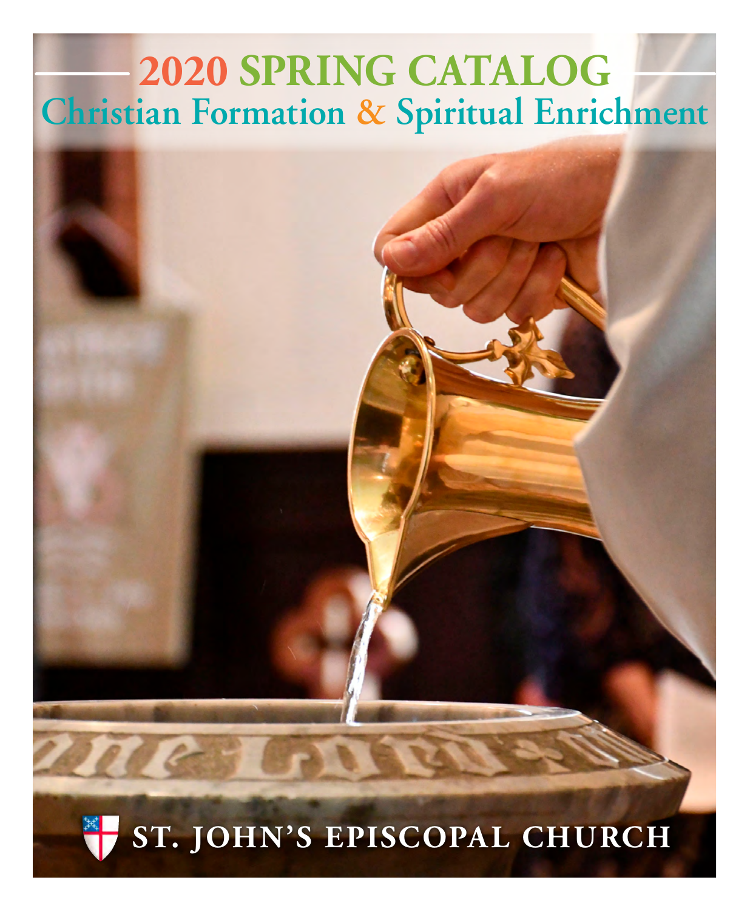# 2020 SPRING CATALOG

## Christian Formation & Spiritual Enrichment

ST. JOHN'S EPISCOPAL CHURCH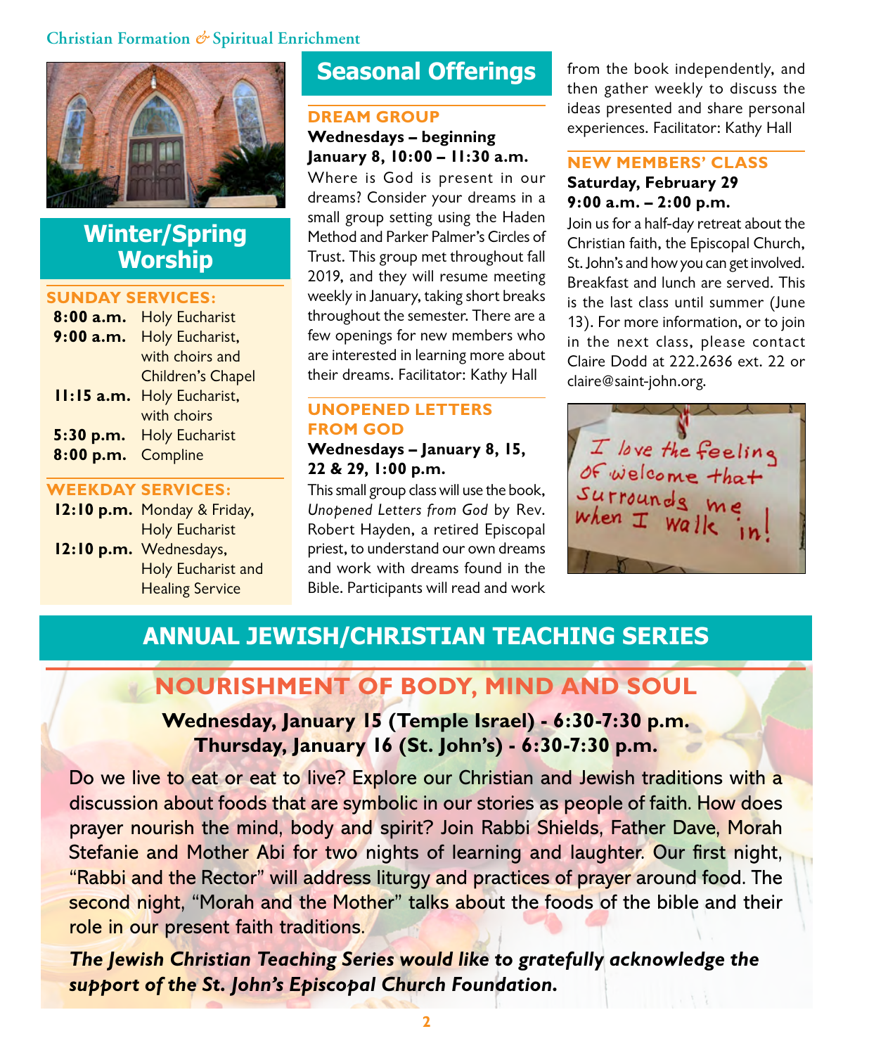Christian Formation & Spiritual Enrichment

## Winter/Spring Worship

**SUNDAY SERVICES:**

| | |
|---|---|
| **8:00 a.m.** | Holy Eucharist |
| **9:00 a.m.** | Holy Eucharist, with choirs and Children's Chapel |
| **11:15 a.m.** | Holy Eucharist, with choirs |
| **5:30 p.m.** | Holy Eucharist |
| **8:00 p.m.** | Compline |

**WEEKDAY SERVICES:**

| | |
|---|---|
| **12:10 p.m.** | Monday & Friday, Holy Eucharist |
| **12:10 p.m.** | Wednesdays, Holy Eucharist and Healing Service |

## Seasonal Offerings

### DREAM GROUP

**Wednesdays – beginning January 8, 10:00 – 11:30 a.m.**

Where is God is present in our dreams? Consider your dreams in a small group setting using the Haden Method and Parker Palmer's Circles of Trust. This group met throughout fall 2019, and they will resume meeting weekly in January, taking short breaks throughout the semester. There are a few openings for new members who are interested in learning more about their dreams. Facilitator: Kathy Hall

### UNOPENED LETTERS FROM GOD

**Wednesdays – January 8, 15, 22 & 29, 1:00 p.m.**

This small group class will use the book, *Unopened Letters from God* by Rev. Robert Hayden, a retired Episcopal priest, to understand our own dreams and work with dreams found in the Bible. Participants will read and work from the book independently, and then gather weekly to discuss the ideas presented and share personal experiences. Facilitator: Kathy Hall

### NEW MEMBERS' CLASS

**Saturday, February 29**
**9:00 a.m. – 2:00 p.m.**

Join us for a half-day retreat about the Christian faith, the Episcopal Church, St. John's and how you can get involved. Breakfast and lunch are served. This is the last class until summer (June 13). For more information, or to join in the next class, please contact Claire Dodd at 222.2636 ext. 22 or claire@saint-john.org.

I love the feeling of welcome that surrounds me when I walk in!

## ANNUAL JEWISH/CHRISTIAN TEACHING SERIES

### NOURISHMENT OF BODY, MIND AND SOUL

**Wednesday, January 15 (Temple Israel) - 6:30-7:30 p.m.**
**Thursday, January 16 (St. John's) - 6:30-7:30 p.m.**

Do we live to eat or eat to live? Explore our Christian and Jewish traditions with a discussion about foods that are symbolic in our stories as people of faith. How does prayer nourish the mind, body and spirit? Join Rabbi Shields, Father Dave, Morah Stefanie and Mother Abi for two nights of learning and laughter. Our first night, "Rabbi and the Rector" will address liturgy and practices of prayer around food. The second night, "Morah and the Mother" talks about the foods of the bible and their role in our present faith traditions.

***The Jewish Christian Teaching Series would like to gratefully acknowledge the support of the St. John's Episcopal Church Foundation.***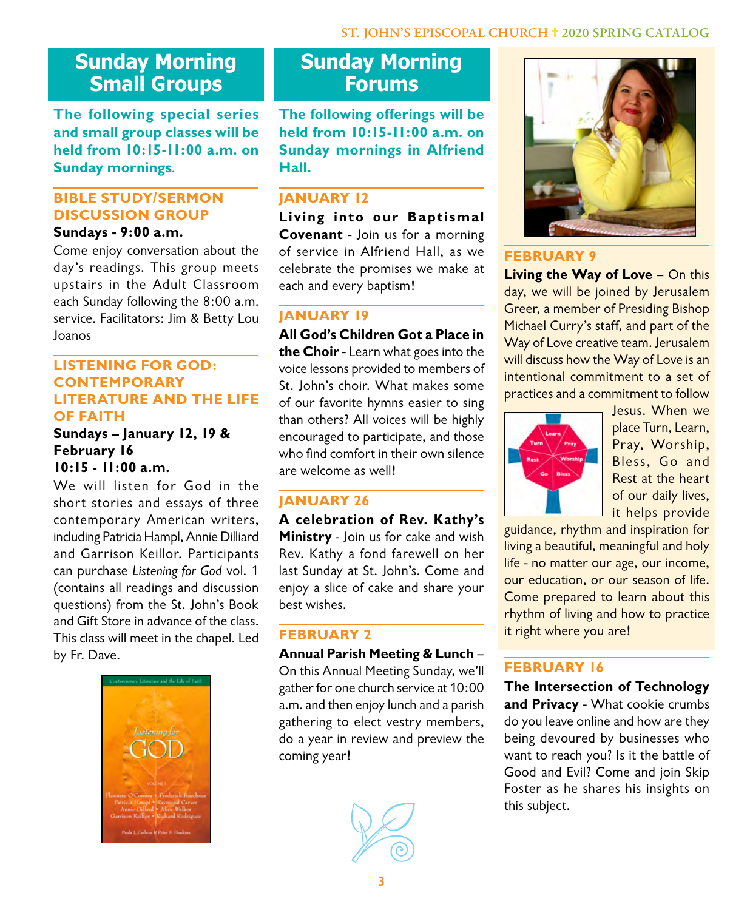## Sunday Morning Small Groups

**The following special series and small group classes will be held from 10:15-11:00 a.m. on Sunday mornings.**

### BIBLE STUDY/SERMON DISCUSSION GROUP

**Sundays - 9:00 a.m.**

Come enjoy conversation about the day's readings. This group meets upstairs in the Adult Classroom each Sunday following the 8:00 a.m. service. Facilitators: Jim & Betty Lou Joanos

### LISTENING FOR GOD: CONTEMPORARY LITERATURE AND THE LIFE OF FAITH

**Sundays – January 12, 19 & February 16**
**10:15 - 11:00 a.m.**

We will listen for God in the short stories and essays of three contemporary American writers, including Patricia Hampl, Annie Dilliard and Garrison Keillor. Participants can purchase *Listening for God* vol. 1 (contains all readings and discussion questions) from the St. John's Book and Gift Store in advance of the class. This class will meet in the chapel. Led by Fr. Dave.

## Sunday Morning Forums

**The following offerings will be held from 10:15-11:00 a.m. on Sunday mornings in Alfriend Hall.**

### JANUARY 12

**Living into our Baptismal Covenant** - Join us for a morning of service in Alfriend Hall, as we celebrate the promises we make at each and every baptism!

### JANUARY 19

**All God's Children Got a Place in the Choir** - Learn what goes into the voice lessons provided to members of St. John's choir. What makes some of our favorite hymns easier to sing than others? All voices will be highly encouraged to participate, and those who find comfort in their own silence are welcome as well!

### JANUARY 26

**A celebration of Rev. Kathy's Ministry** - Join us for cake and wish Rev. Kathy a fond farewell on her last Sunday at St. John's. Come and enjoy a slice of cake and share your best wishes.

### FEBRUARY 2

**Annual Parish Meeting & Lunch** – On this Annual Meeting Sunday, we'll gather for one church service at 10:00 a.m. and then enjoy lunch and a parish gathering to elect vestry members, do a year in review and preview the coming year!

### FEBRUARY 9

**Living the Way of Love** – On this day, we will be joined by Jerusalem Greer, a member of Presiding Bishop Michael Curry's staff, and part of the Way of Love creative team. Jerusalem will discuss how the Way of Love is an intentional commitment to a set of practices and a commitment to follow Jesus. When we place Turn, Learn, Pray, Worship, Bless, Go and Rest at the heart of our daily lives, it helps provide guidance, rhythm and inspiration for living a beautiful, meaningful and holy life - no matter our age, our income, our education, or our season of life. Come prepared to learn about this rhythm of living and how to practice it right where you are!

### FEBRUARY 16

**The Intersection of Technology and Privacy** - What cookie crumbs do you leave online and how are they being devoured by businesses who want to reach you? Is it the battle of Good and Evil? Come and join Skip Foster as he shares his insights on this subject.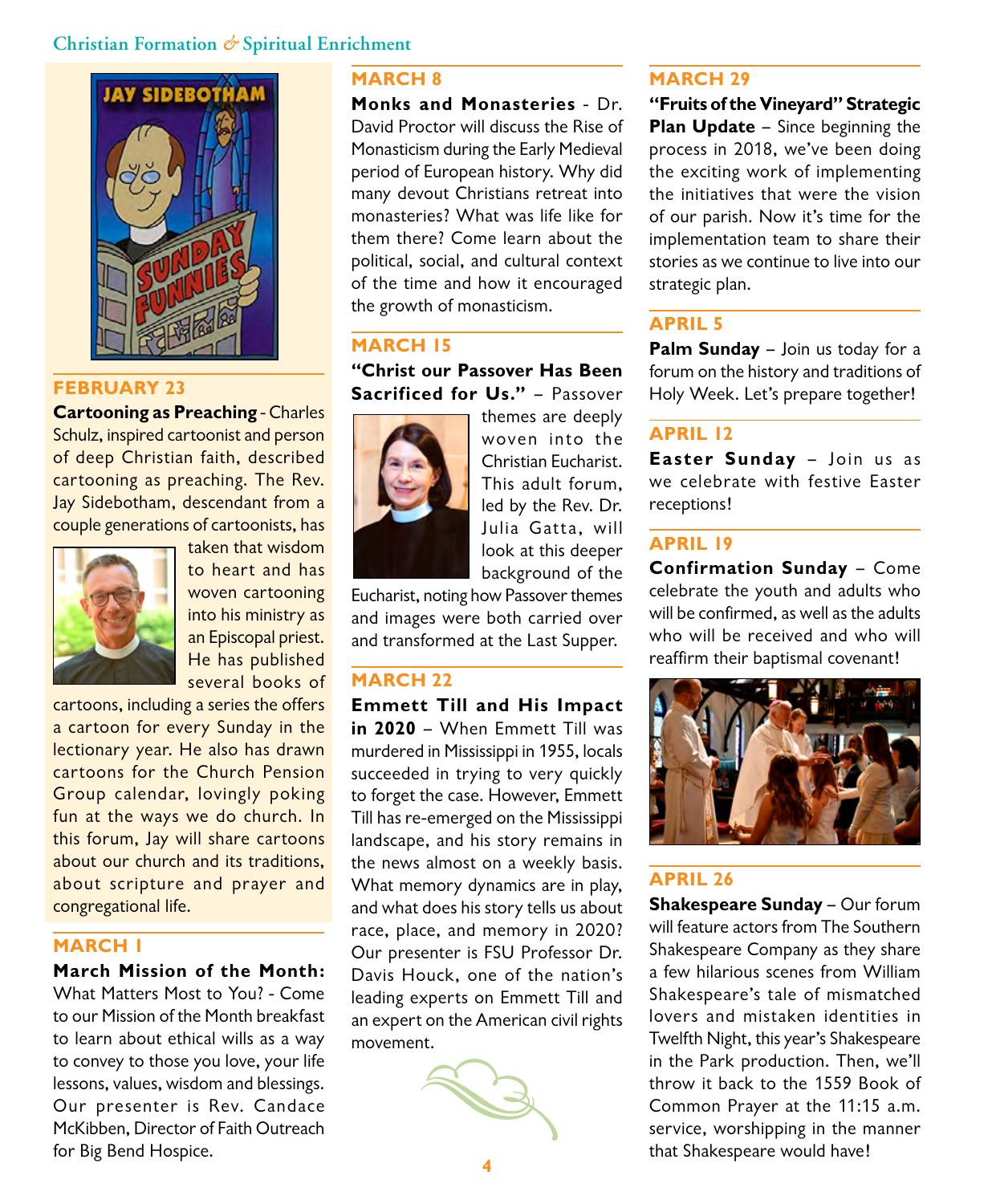## Christian Formation & Spiritual Enrichment

### FEBRUARY 23

**Cartooning as Preaching** - Charles Schulz, inspired cartoonist and person of deep Christian faith, described cartooning as preaching. The Rev. Jay Sidebotham, descendant from a couple generations of cartoonists, has taken that wisdom to heart and has woven cartooning into his ministry as an Episcopal priest. He has published several books of cartoons, including a series the offers a cartoon for every Sunday in the lectionary year. He also has drawn cartoons for the Church Pension Group calendar, lovingly poking fun at the ways we do church. In this forum, Jay will share cartoons about our church and its traditions, about scripture and prayer and congregational life.

### MARCH 1

**March Mission of the Month:** What Matters Most to You? - Come to our Mission of the Month breakfast to learn about ethical wills as a way to convey to those you love, your life lessons, values, wisdom and blessings. Our presenter is Rev. Candace McKibben, Director of Faith Outreach for Big Bend Hospice.

### MARCH 8

**Monks and Monasteries** - Dr. David Proctor will discuss the Rise of Monasticism during the Early Medieval period of European history. Why did many devout Christians retreat into monasteries? What was life like for them there? Come learn about the political, social, and cultural context of the time and how it encouraged the growth of monasticism.

### MARCH 15

**"Christ our Passover Has Been Sacrificed for Us."** – Passover themes are deeply woven into the Christian Eucharist. This adult forum, led by the Rev. Dr. Julia Gatta, will look at this deeper background of the Eucharist, noting how Passover themes and images were both carried over and transformed at the Last Supper.

### MARCH 22

**Emmett Till and His Impact in 2020** – When Emmett Till was murdered in Mississippi in 1955, locals succeeded in trying to very quickly to forget the case. However, Emmett Till has re-emerged on the Mississippi landscape, and his story remains in the news almost on a weekly basis. What memory dynamics are in play, and what does his story tells us about race, place, and memory in 2020? Our presenter is FSU Professor Dr. Davis Houck, one of the nation's leading experts on Emmett Till and an expert on the American civil rights movement.

### MARCH 29

**"Fruits of the Vineyard" Strategic Plan Update** – Since beginning the process in 2018, we've been doing the exciting work of implementing the initiatives that were the vision of our parish. Now it's time for the implementation team to share their stories as we continue to live into our strategic plan.

### APRIL 5

**Palm Sunday** – Join us today for a forum on the history and traditions of Holy Week. Let's prepare together!

### APRIL 12

**Easter Sunday** – Join us as we celebrate with festive Easter receptions!

### APRIL 19

**Confirmation Sunday** – Come celebrate the youth and adults who will be confirmed, as well as the adults who will be received and who will reaffirm their baptismal covenant!

### APRIL 26

**Shakespeare Sunday** – Our forum will feature actors from The Southern Shakespeare Company as they share a few hilarious scenes from William Shakespeare's tale of mismatched lovers and mistaken identities in Twelfth Night, this year's Shakespeare in the Park production. Then, we'll throw it back to the 1559 Book of Common Prayer at the 11:15 a.m. service, worshipping in the manner that Shakespeare would have!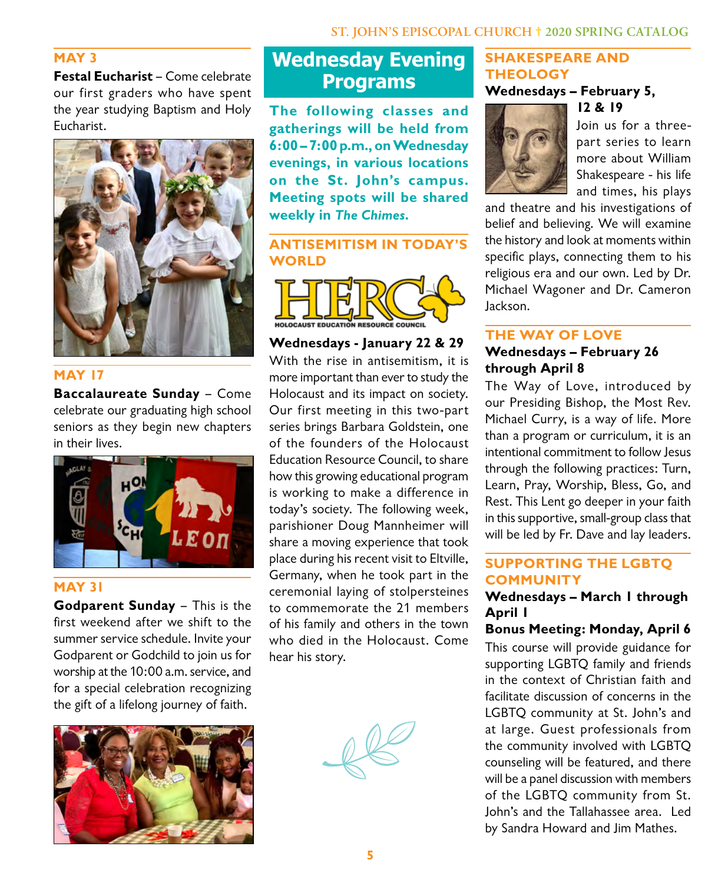## MAY 3

**Festal Eucharist** – Come celebrate our first graders who have spent the year studying Baptism and Holy Eucharist.

## MAY 17

**Baccalaureate Sunday** – Come celebrate our graduating high school seniors as they begin new chapters in their lives.

## MAY 31

**Godparent Sunday** – This is the first weekend after we shift to the summer service schedule. Invite your Godparent or Godchild to join us for worship at the 10:00 a.m. service, and for a special celebration recognizing the gift of a lifelong journey of faith.

# Wednesday Evening Programs

**The following classes and gatherings will be held from 6:00–7:00 p.m., on Wednesday evenings, in various locations on the St. John's campus. Meeting spots will be shared weekly in *The Chimes*.**

## ANTISEMITISM IN TODAY'S WORLD

HERC HOLOCAUST EDUCATION RESOURCE COUNCIL

**Wednesdays - January 22 & 29**

With the rise in antisemitism, it is more important than ever to study the Holocaust and its impact on society. Our first meeting in this two-part series brings Barbara Goldstein, one of the founders of the Holocaust Education Resource Council, to share how this growing educational program is working to make a difference in today's society. The following week, parishioner Doug Mannheimer will share a moving experience that took place during his recent visit to Eltville, Germany, when he took part in the ceremonial laying of stolpersteines to commemorate the 21 members of his family and others in the town who died in the Holocaust. Come hear his story.

## SHAKESPEARE AND THEOLOGY

**Wednesdays – February 5, 12 & 19**

Join us for a three-part series to learn more about William Shakespeare - his life and times, his plays and theatre and his investigations of belief and believing. We will examine the history and look at moments within specific plays, connecting them to his religious era and our own. Led by Dr. Michael Wagoner and Dr. Cameron Jackson.

## THE WAY OF LOVE

**Wednesdays – February 26 through April 8**

The Way of Love, introduced by our Presiding Bishop, the Most Rev. Michael Curry, is a way of life. More than a program or curriculum, it is an intentional commitment to follow Jesus through the following practices: Turn, Learn, Pray, Worship, Bless, Go, and Rest. This Lent go deeper in your faith in this supportive, small-group class that will be led by Fr. Dave and lay leaders.

## SUPPORTING THE LGBTQ COMMUNITY

**Wednesdays – March 1 through April 1**

**Bonus Meeting: Monday, April 6**

This course will provide guidance for supporting LGBTQ family and friends in the context of Christian faith and facilitate discussion of concerns in the LGBTQ community at St. John's and at large. Guest professionals from the community involved with LGBTQ counseling will be featured, and there will be a panel discussion with members of the LGBTQ community from St. John's and the Tallahassee area. Led by Sandra Howard and Jim Mathes.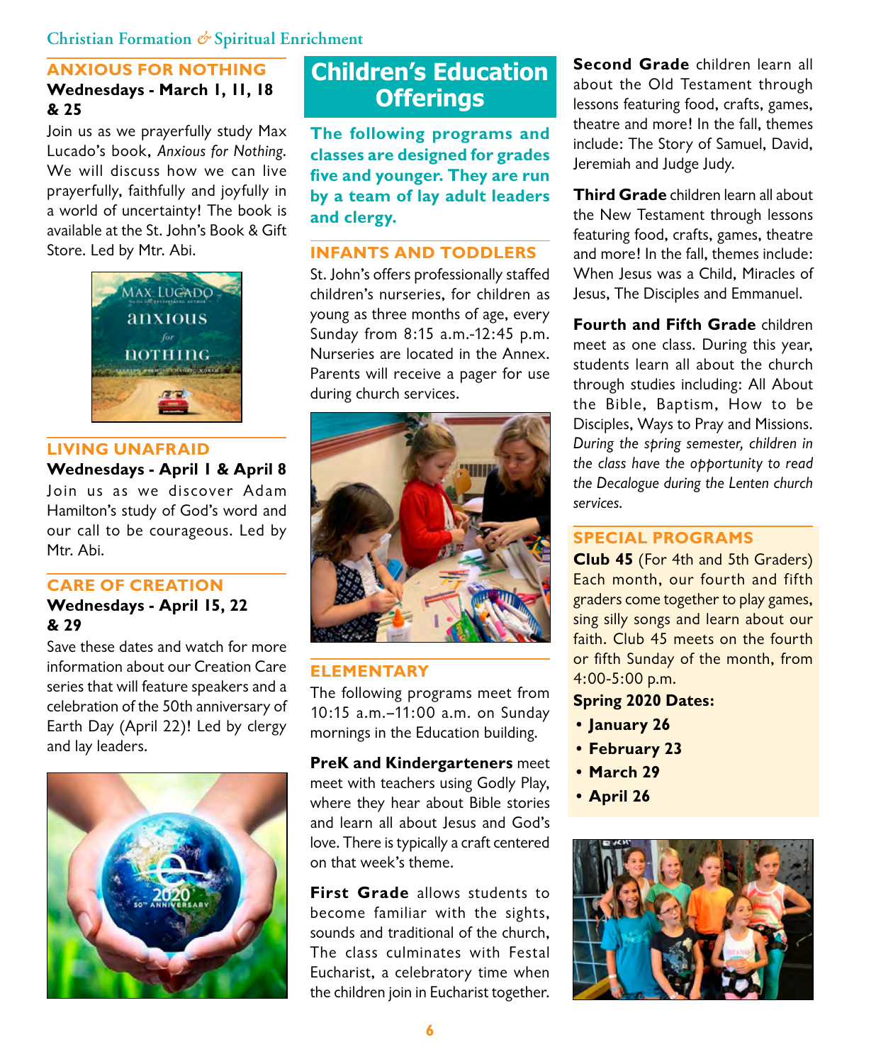## ANXIOUS FOR NOTHING

**Wednesdays - March 1, 11, 18 & 25**

Join us as we prayerfully study Max Lucado's book, *Anxious for Nothing*. We will discuss how we can live prayerfully, faithfully and joyfully in a world of uncertainty! The book is available at the St. John's Book & Gift Store. Led by Mtr. Abi.

## LIVING UNAFRAID

**Wednesdays - April 1 & April 8**

Join us as we discover Adam Hamilton's study of God's word and our call to be courageous. Led by Mtr. Abi.

## CARE OF CREATION

**Wednesdays - April 15, 22 & 29**

Save these dates and watch for more information about our Creation Care series that will feature speakers and a celebration of the 50th anniversary of Earth Day (April 22)! Led by clergy and lay leaders.

# Children's Education Offerings

**The following programs and classes are designed for grades five and younger. They are run by a team of lay adult leaders and clergy.**

## INFANTS AND TODDLERS

St. John's offers professionally staffed children's nurseries, for children as young as three months of age, every Sunday from 8:15 a.m.-12:45 p.m. Nurseries are located in the Annex. Parents will receive a pager for use during church services.

## ELEMENTARY

The following programs meet from 10:15 a.m.–11:00 a.m. on Sunday mornings in the Education building.

**PreK and Kindergarteners** meet meet with teachers using Godly Play, where they hear about Bible stories and learn all about Jesus and God's love. There is typically a craft centered on that week's theme.

**First Grade** allows students to become familiar with the sights, sounds and traditional of the church, The class culminates with Festal Eucharist, a celebratory time when the children join in Eucharist together.

**Second Grade** children learn all about the Old Testament through lessons featuring food, crafts, games, theatre and more! In the fall, themes include: The Story of Samuel, David, Jeremiah and Judge Judy.

**Third Grade** children learn all about the New Testament through lessons featuring food, crafts, games, theatre and more! In the fall, themes include: When Jesus was a Child, Miracles of Jesus, The Disciples and Emmanuel.

**Fourth and Fifth Grade** children meet as one class. During this year, students learn all about the church through studies including: All About the Bible, Baptism, How to be Disciples, Ways to Pray and Missions. *During the spring semester, children in the class have the opportunity to read the Decalogue during the Lenten church services.*

## SPECIAL PROGRAMS

**Club 45** (For 4th and 5th Graders) Each month, our fourth and fifth graders come together to play games, sing silly songs and learn about our faith. Club 45 meets on the fourth or fifth Sunday of the month, from 4:00-5:00 p.m.

**Spring 2020 Dates:**

- **January 26**
- **February 23**
- **March 29**
- **April 26**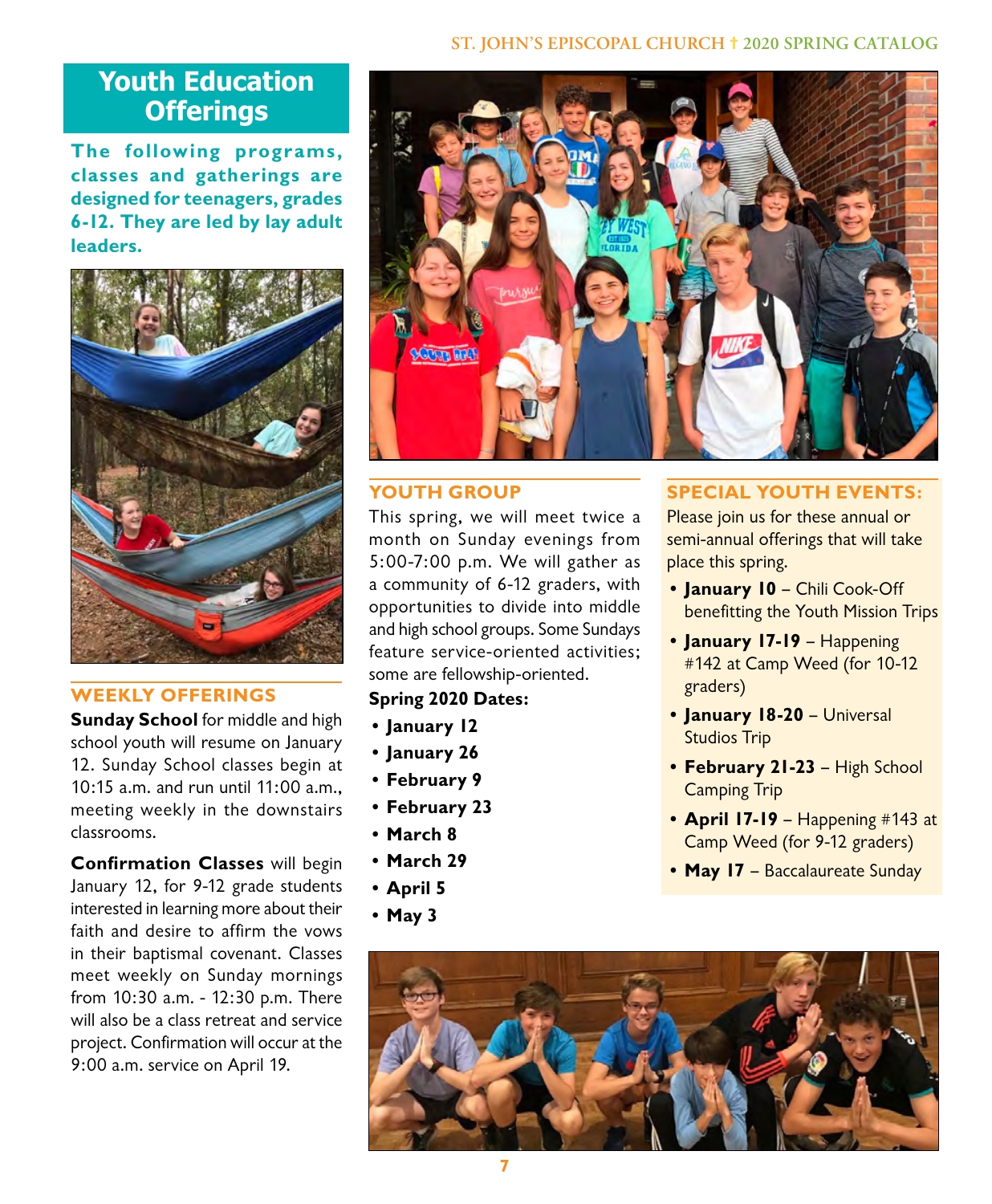# Youth Education Offerings

**The following programs, classes and gatherings are designed for teenagers, grades 6-12. They are led by lay adult leaders.**

## WEEKLY OFFERINGS

**Sunday School** for middle and high school youth will resume on January 12. Sunday School classes begin at 10:15 a.m. and run until 11:00 a.m., meeting weekly in the downstairs classrooms.

**Confirmation Classes** will begin January 12, for 9-12 grade students interested in learning more about their faith and desire to affirm the vows in their baptismal covenant. Classes meet weekly on Sunday mornings from 10:30 a.m. - 12:30 p.m. There will also be a class retreat and service project. Confirmation will occur at the 9:00 a.m. service on April 19.

## YOUTH GROUP

This spring, we will meet twice a month on Sunday evenings from 5:00-7:00 p.m. We will gather as a community of 6-12 graders, with opportunities to divide into middle and high school groups. Some Sundays feature service-oriented activities; some are fellowship-oriented.

**Spring 2020 Dates:**

- **January 12**
- **January 26**
- **February 9**
- **February 23**
- **March 8**
- **March 29**
- **April 5**
- **May 3**

## SPECIAL YOUTH EVENTS:

Please join us for these annual or semi-annual offerings that will take place this spring.

- **January 10** – Chili Cook-Off benefitting the Youth Mission Trips
- **January 17-19** – Happening #142 at Camp Weed (for 10-12 graders)
- **January 18-20** – Universal Studios Trip
- **February 21-23** – High School Camping Trip
- **April 17-19** – Happening #143 at Camp Weed (for 9-12 graders)
- **May 17** – Baccalaureate Sunday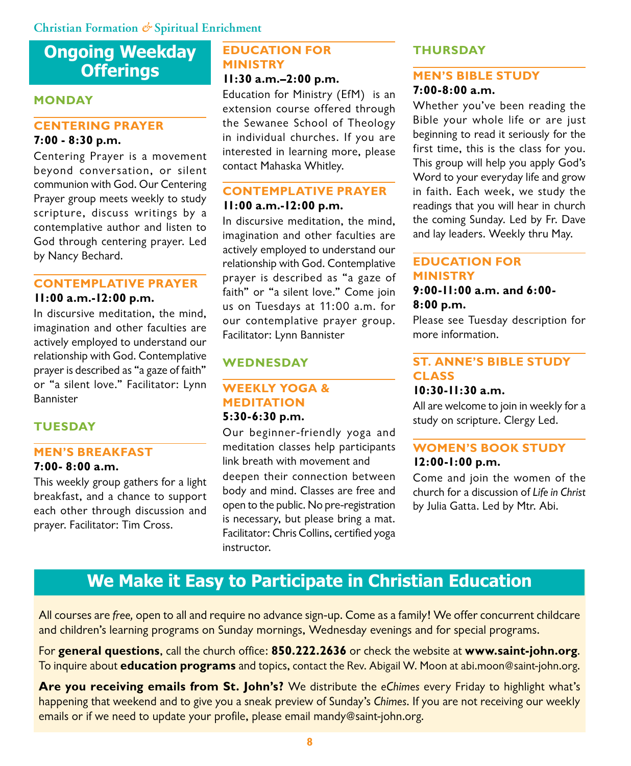Christian Formation & Spiritual Enrichment

# Ongoing Weekday Offerings

## MONDAY

### CENTERING PRAYER

**7:00 - 8:30 p.m.**

Centering Prayer is a movement beyond conversation, or silent communion with God. Our Centering Prayer group meets weekly to study scripture, discuss writings by a contemplative author and listen to God through centering prayer. Led by Nancy Bechard.

### CONTEMPLATIVE PRAYER

**11:00 a.m.-12:00 p.m.**

In discursive meditation, the mind, imagination and other faculties are actively employed to understand our relationship with God. Contemplative prayer is described as "a gaze of faith" or "a silent love." Facilitator: Lynn Bannister

## TUESDAY

### MEN'S BREAKFAST

**7:00- 8:00 a.m.**

This weekly group gathers for a light breakfast, and a chance to support each other through discussion and prayer. Facilitator: Tim Cross.

### EDUCATION FOR MINISTRY

**11:30 a.m.–2:00 p.m.**

Education for Ministry (EfM) is an extension course offered through the Sewanee School of Theology in individual churches. If you are interested in learning more, please contact Mahaska Whitley.

### CONTEMPLATIVE PRAYER

**11:00 a.m.-12:00 p.m.**

In discursive meditation, the mind, imagination and other faculties are actively employed to understand our relationship with God. Contemplative prayer is described as "a gaze of faith" or "a silent love." Come join us on Tuesdays at 11:00 a.m. for our contemplative prayer group. Facilitator: Lynn Bannister

## WEDNESDAY

### WEEKLY YOGA & MEDITATION

**5:30-6:30 p.m.**

Our beginner-friendly yoga and meditation classes help participants link breath with movement and deepen their connection between body and mind. Classes are free and open to the public. No pre-registration is necessary, but please bring a mat. Facilitator: Chris Collins, certified yoga instructor.

## THURSDAY

### MEN'S BIBLE STUDY

**7:00-8:00 a.m.**

Whether you've been reading the Bible your whole life or are just beginning to read it seriously for the first time, this is the class for you. This group will help you apply God's Word to your everyday life and grow in faith. Each week, we study the readings that you will hear in church the coming Sunday. Led by Fr. Dave and lay leaders. Weekly thru May.

### EDUCATION FOR MINISTRY

**9:00-11:00 a.m. and 6:00-8:00 p.m.**

Please see Tuesday description for more information.

### ST. ANNE'S BIBLE STUDY CLASS

**10:30-11:30 a.m.**

All are welcome to join in weekly for a study on scripture. Clergy Led.

### WOMEN'S BOOK STUDY

**12:00-1:00 p.m.**

Come and join the women of the church for a discussion of *Life in Christ* by Julia Gatta. Led by Mtr. Abi.

# We Make it Easy to Participate in Christian Education

All courses are *free,* open to all and require no advance sign-up. Come as a family! We offer concurrent childcare and children's learning programs on Sunday mornings, Wednesday evenings and for special programs.

For **general questions**, call the church office: **850.222.2636** or check the website at **www.saint-john.org**. To inquire about **education programs** and topics, contact the Rev. Abigail W. Moon at abi.moon@saint-john.org.

**Are you receiving emails from St. John's?** We distribute the *eChimes* every Friday to highlight what's happening that weekend and to give you a sneak preview of Sunday's *Chimes*. If you are not receiving our weekly emails or if we need to update your profile, please email mandy@saint-john.org.